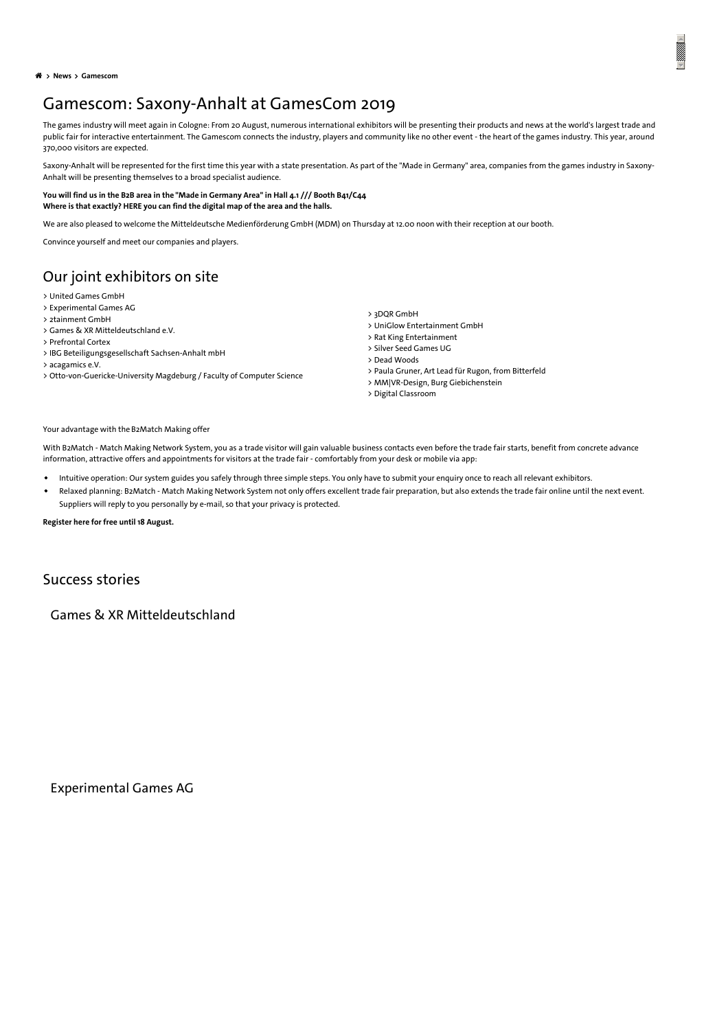> News > Gamescom

# Gamescom: Saxony-Anhalt at GamesCom 2019

The games industry will meet again in Cologne: From 20 August, numerous international exhibitors will be presenting their products and news at the world's largest trade and public fair for interactive entertainment. The Gamescom connects the industry, players and community like no other event - the heart of the games industry. This year, around 370,000 visitors are expected.

Saxony-Anhalt will be represented for the first time this year with a state presentation. As part of the "Made in Germany" area, companies from the games industry in Saxony-Anhalt will be presenting themselves to a broad specialist audience.

**You will find us in the B2B area in the "Made in Germany Area" in Hall 4.1 /// Booth B41/C44**
**Where is that exactly? HERE you can find the digital map of the area and the halls.**

We are also pleased to welcome the Mitteldeutsche Medienförderung GmbH (MDM) on Thursday at 12.00 noon with their reception at our booth.

Convince yourself and meet our companies and players.

## Our joint exhibitors on site

> United Games GmbH
> Experimental Games AG
> 2tainment GmbH
> Games & XR Mitteldeutschland e.V.
> Prefrontal Cortex
> IBG Beteiligungsgesellschaft Sachsen-Anhalt mbH
> acagamics e.V.
> Otto-von-Guericke-University Magdeburg / Faculty of Computer Science
> 3DQR GmbH
> UniGlow Entertainment GmbH
> Rat King Entertainment
> Silver Seed Games UG
> Dead Woods
> Paula Gruner, Art Lead für Rugon, from Bitterfeld
> MM|VR-Design, Burg Giebichenstein
> Digital Classroom

Your advantage with the B2Match Making offer

With B2Match - Match Making Network System, you as a trade visitor will gain valuable business contacts even before the trade fair starts, benefit from concrete advance information, attractive offers and appointments for visitors at the trade fair - comfortably from your desk or mobile via app:

- Intuitive operation: Our system guides you safely through three simple steps. You only have to submit your enquiry once to reach all relevant exhibitors.
- Relaxed planning: B2Match - Match Making Network System not only offers excellent trade fair preparation, but also extends the trade fair online until the next event. Suppliers will reply to you personally by e-mail, so that your privacy is protected.

**Register here for free until 18 August.**

## Success stories

### Games & XR Mitteldeutschland

### Experimental Games AG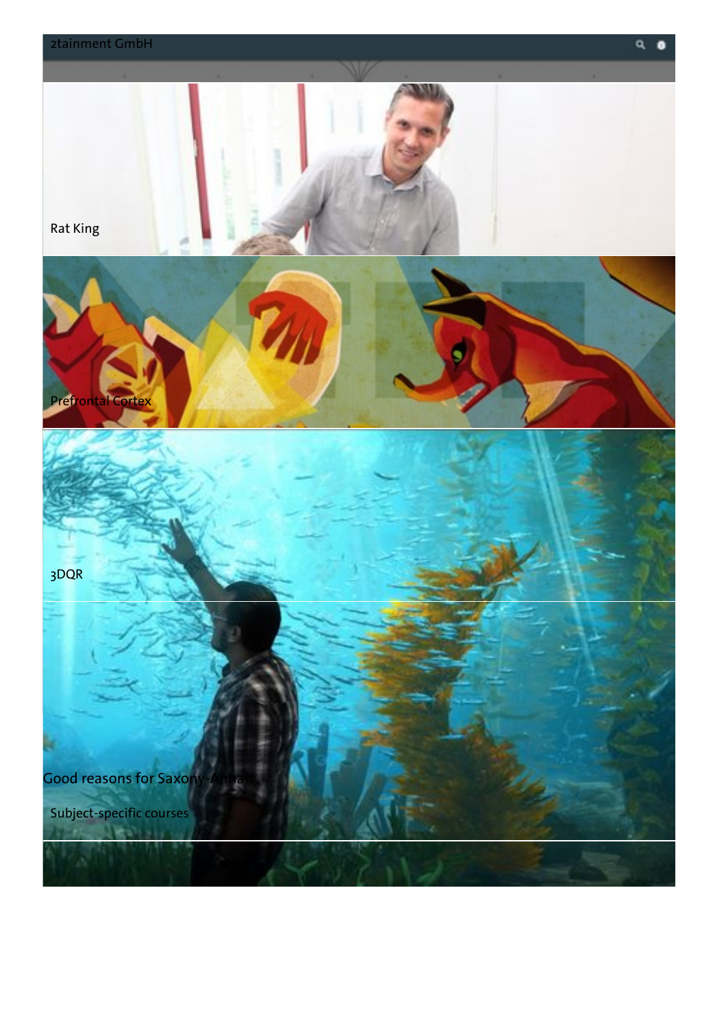2tainment GmbH

Rat King

Prefrontal Cortex

3DQR

Good reasons for Saxony-Anhalt

Subject-specific courses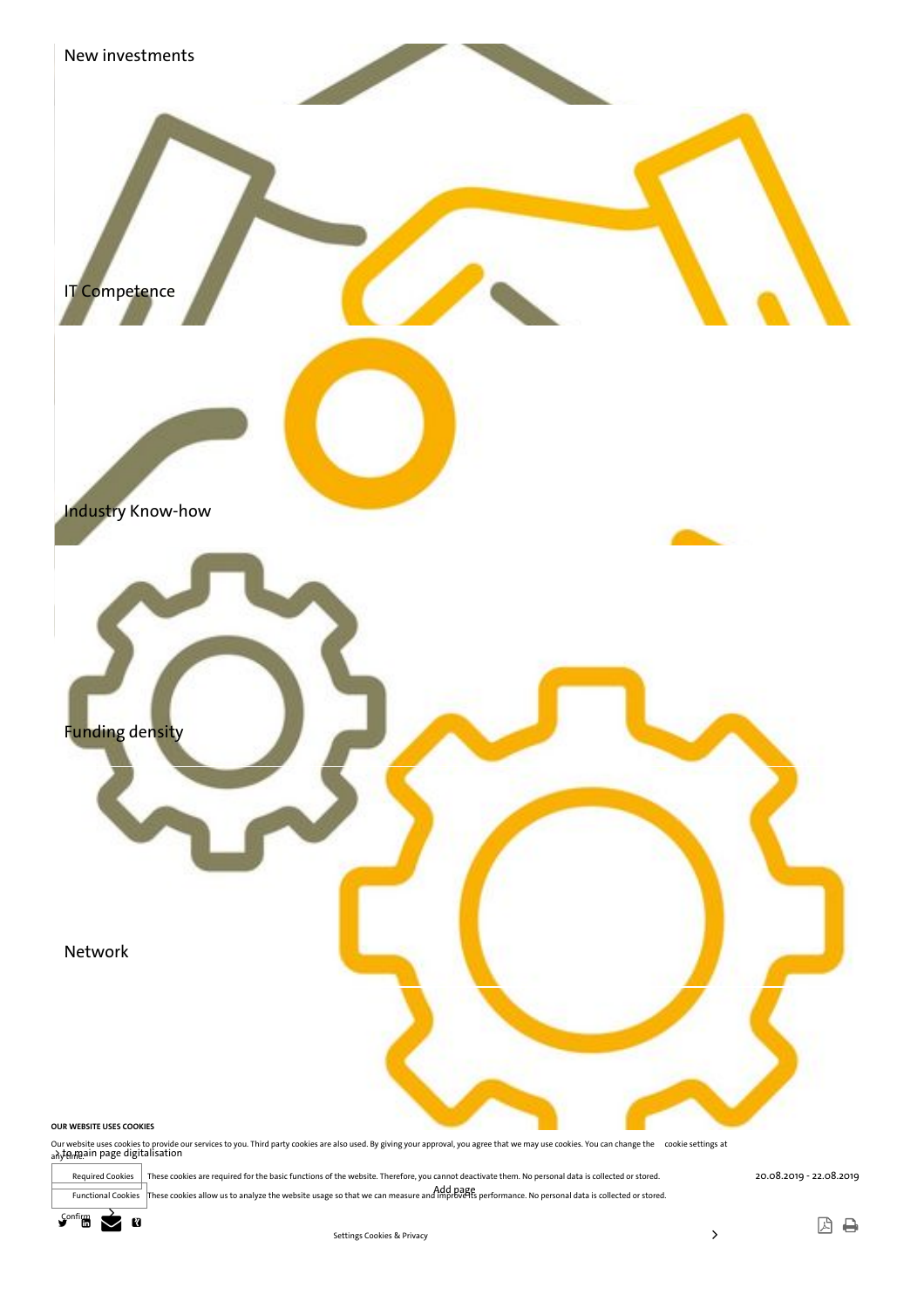New investments

IT Competence

Industry Know-how

Funding density

Network

**OUR WEBSITE USES COOKIES**

Our website uses cookies to provide our services to you. Third party cookies are also used. By giving your approval, you agree that we may use cookies. You can change the cookie settings at any time.

> to main page digitalisation

Required Cookies — These cookies are required for the basic functions of the website. Therefore, you cannot deactivate them. No personal data is collected or stored.

20.08.2019 - 22.08.2019

Functional Cookies — These cookies allow us to analyze the website usage so that we can measure and improve its performance. No personal data is collected or stored.

Add page

Confirm

Settings Cookies & Privacy